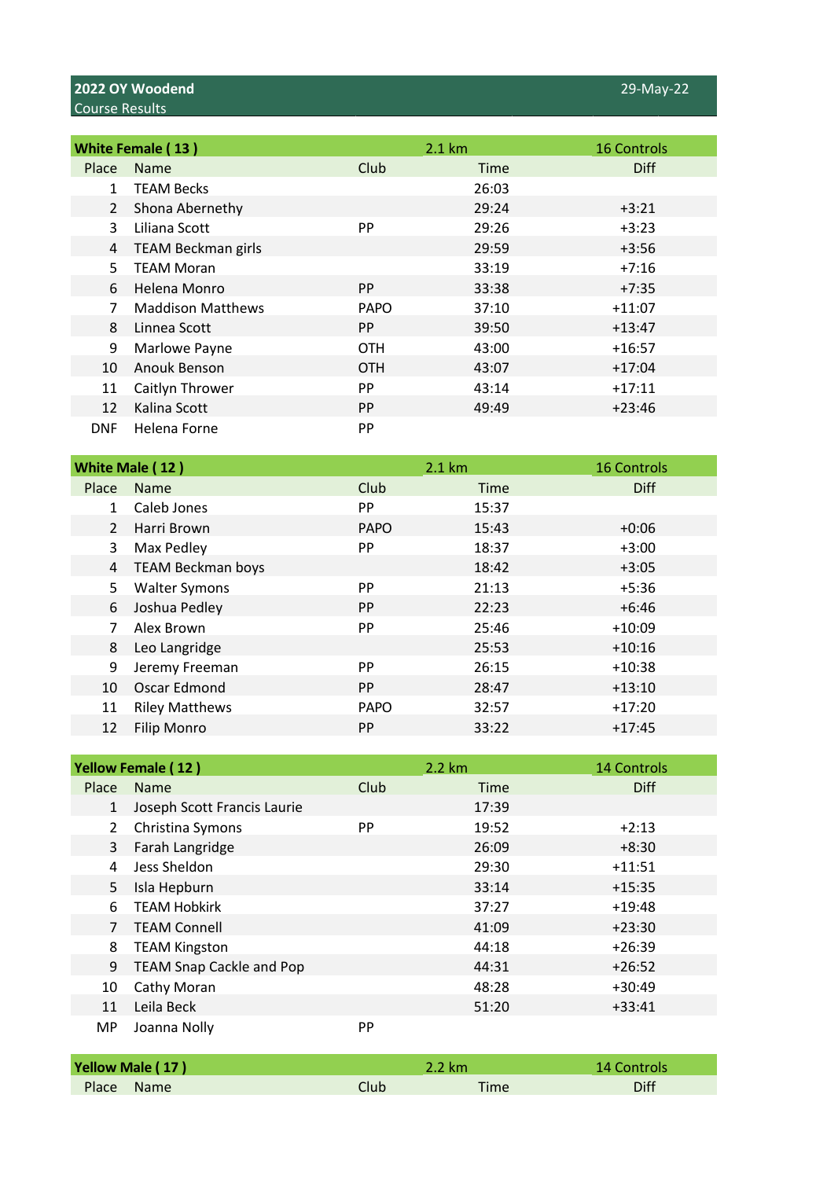## 2022 OY Woodend

Course Results

29-May-22

### White Female ( 13 )

2.1 km — 16 Controls

| Place | Name | Club | Time | Diff |
|---|---|---|---|---|
| 1 | TEAM Becks | | 26:03 | |
| 2 | Shona Abernethy | | 29:24 | +3:21 |
| 3 | Liliana Scott | PP | 29:26 | +3:23 |
| 4 | TEAM Beckman girls | | 29:59 | +3:56 |
| 5 | TEAM Moran | | 33:19 | +7:16 |
| 6 | Helena Monro | PP | 33:38 | +7:35 |
| 7 | Maddison Matthews | PAPO | 37:10 | +11:07 |
| 8 | Linnea Scott | PP | 39:50 | +13:47 |
| 9 | Marlowe Payne | OTH | 43:00 | +16:57 |
| 10 | Anouk Benson | OTH | 43:07 | +17:04 |
| 11 | Caitlyn Thrower | PP | 43:14 | +17:11 |
| 12 | Kalina Scott | PP | 49:49 | +23:46 |
| DNF | Helena Forne | PP | | |

### White Male ( 12 )

2.1 km — 16 Controls

| Place | Name | Club | Time | Diff |
|---|---|---|---|---|
| 1 | Caleb Jones | PP | 15:37 | |
| 2 | Harri Brown | PAPO | 15:43 | +0:06 |
| 3 | Max Pedley | PP | 18:37 | +3:00 |
| 4 | TEAM Beckman boys | | 18:42 | +3:05 |
| 5 | Walter Symons | PP | 21:13 | +5:36 |
| 6 | Joshua Pedley | PP | 22:23 | +6:46 |
| 7 | Alex Brown | PP | 25:46 | +10:09 |
| 8 | Leo Langridge | | 25:53 | +10:16 |
| 9 | Jeremy Freeman | PP | 26:15 | +10:38 |
| 10 | Oscar Edmond | PP | 28:47 | +13:10 |
| 11 | Riley Matthews | PAPO | 32:57 | +17:20 |
| 12 | Filip Monro | PP | 33:22 | +17:45 |

### Yellow Female ( 12 )

2.2 km — 14 Controls

| Place | Name | Club | Time | Diff |
|---|---|---|---|---|
| 1 | Joseph Scott Francis Laurie | | 17:39 | |
| 2 | Christina Symons | PP | 19:52 | +2:13 |
| 3 | Farah Langridge | | 26:09 | +8:30 |
| 4 | Jess Sheldon | | 29:30 | +11:51 |
| 5 | Isla Hepburn | | 33:14 | +15:35 |
| 6 | TEAM Hobkirk | | 37:27 | +19:48 |
| 7 | TEAM Connell | | 41:09 | +23:30 |
| 8 | TEAM Kingston | | 44:18 | +26:39 |
| 9 | TEAM Snap Cackle and Pop | | 44:31 | +26:52 |
| 10 | Cathy Moran | | 48:28 | +30:49 |
| 11 | Leila Beck | | 51:20 | +33:41 |
| MP | Joanna Nolly | PP | | |

### Yellow Male ( 17 )

2.2 km — 14 Controls

| Place | Name | Club | Time | Diff |
|---|---|---|---|---|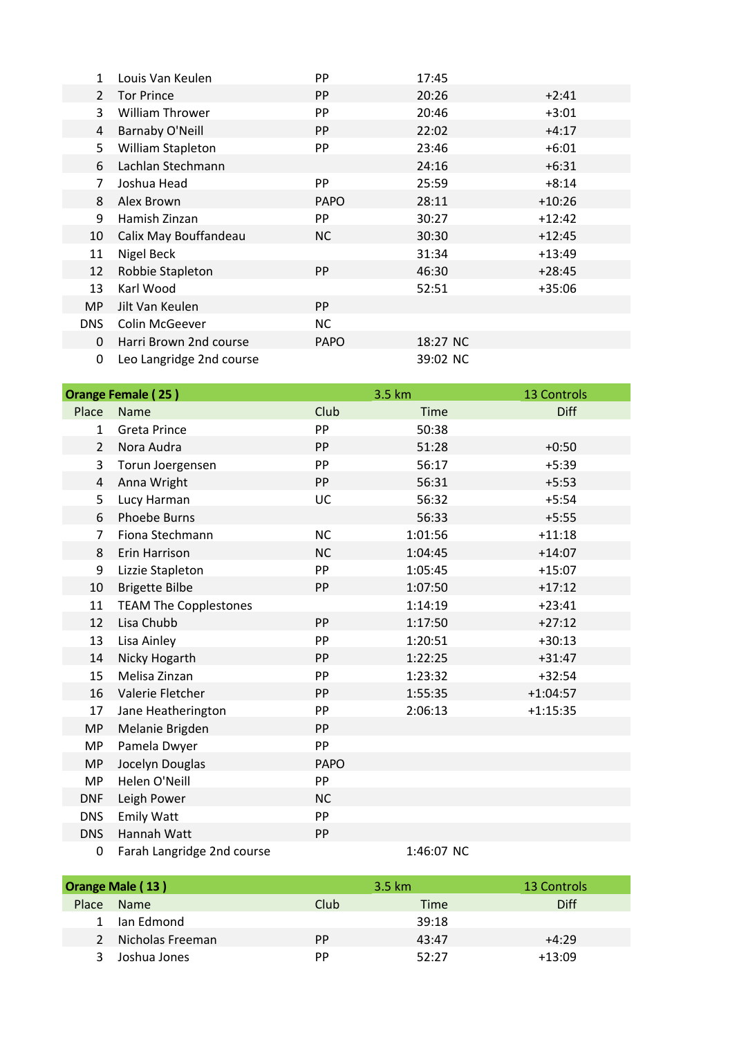| Place | Name | Club | Time | Diff |
|---|---|---|---|---|
| 1 | Louis Van Keulen | PP | 17:45 | |
| 2 | Tor Prince | PP | 20:26 | +2:41 |
| 3 | William Thrower | PP | 20:46 | +3:01 |
| 4 | Barnaby O'Neill | PP | 22:02 | +4:17 |
| 5 | William Stapleton | PP | 23:46 | +6:01 |
| 6 | Lachlan Stechmann | | 24:16 | +6:31 |
| 7 | Joshua Head | PP | 25:59 | +8:14 |
| 8 | Alex Brown | PAPO | 28:11 | +10:26 |
| 9 | Hamish Zinzan | PP | 30:27 | +12:42 |
| 10 | Calix May Bouffandeau | NC | 30:30 | +12:45 |
| 11 | Nigel Beck | | 31:34 | +13:49 |
| 12 | Robbie Stapleton | PP | 46:30 | +28:45 |
| 13 | Karl Wood | | 52:51 | +35:06 |
| MP | Jilt Van Keulen | PP | | |
| DNS | Colin McGeever | NC | | |
| 0 | Harri Brown 2nd course | PAPO | 18:27 NC | |
| 0 | Leo Langridge 2nd course | | 39:02 NC | |

| **Orange Female ( 25 )** | | 3.5 km | | 13 Controls |
|---|---|---|---|---|
| Place | Name | Club | Time | Diff |
| 1 | Greta Prince | PP | 50:38 | |
| 2 | Nora Audra | PP | 51:28 | +0:50 |
| 3 | Torun Joergensen | PP | 56:17 | +5:39 |
| 4 | Anna Wright | PP | 56:31 | +5:53 |
| 5 | Lucy Harman | UC | 56:32 | +5:54 |
| 6 | Phoebe Burns | | 56:33 | +5:55 |
| 7 | Fiona Stechmann | NC | 1:01:56 | +11:18 |
| 8 | Erin Harrison | NC | 1:04:45 | +14:07 |
| 9 | Lizzie Stapleton | PP | 1:05:45 | +15:07 |
| 10 | Brigette Bilbe | PP | 1:07:50 | +17:12 |
| 11 | TEAM The Copplestones | | 1:14:19 | +23:41 |
| 12 | Lisa Chubb | PP | 1:17:50 | +27:12 |
| 13 | Lisa Ainley | PP | 1:20:51 | +30:13 |
| 14 | Nicky Hogarth | PP | 1:22:25 | +31:47 |
| 15 | Melisa Zinzan | PP | 1:23:32 | +32:54 |
| 16 | Valerie Fletcher | PP | 1:55:35 | +1:04:57 |
| 17 | Jane Heatherington | PP | 2:06:13 | +1:15:35 |
| MP | Melanie Brigden | PP | | |
| MP | Pamela Dwyer | PP | | |
| MP | Jocelyn Douglas | PAPO | | |
| MP | Helen O'Neill | PP | | |
| DNF | Leigh Power | NC | | |
| DNS | Emily Watt | PP | | |
| DNS | Hannah Watt | PP | | |
| 0 | Farah Langridge 2nd course | | 1:46:07 NC | |

| **Orange Male ( 13 )** | | 3.5 km | | 13 Controls |
|---|---|---|---|---|
| Place | Name | Club | Time | Diff |
| 1 | Ian Edmond | | 39:18 | |
| 2 | Nicholas Freeman | PP | 43:47 | +4:29 |
| 3 | Joshua Jones | PP | 52:27 | +13:09 |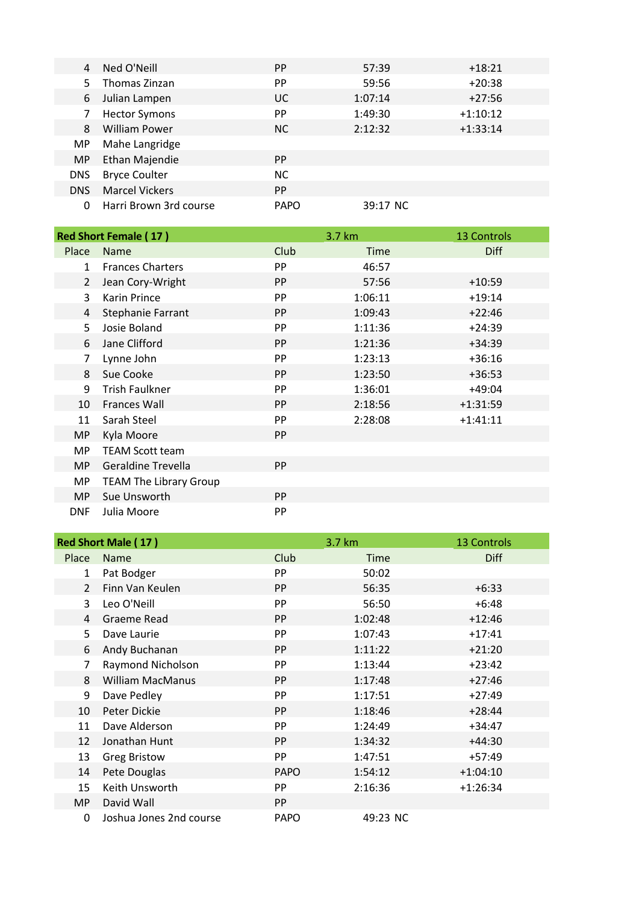| Place | Name | Club | Time | Diff |
|---|---|---|---|---|
| 4 | Ned O'Neill | PP | 57:39 | +18:21 |
| 5 | Thomas Zinzan | PP | 59:56 | +20:38 |
| 6 | Julian Lampen | UC | 1:07:14 | +27:56 |
| 7 | Hector Symons | PP | 1:49:30 | +1:10:12 |
| 8 | William Power | NC | 2:12:32 | +1:33:14 |
| MP | Mahe Langridge | | | |
| MP | Ethan Majendie | PP | | |
| DNS | Bryce Coulter | NC | | |
| DNS | Marcel Vickers | PP | | |
| 0 | Harri Brown 3rd course | PAPO | 39:17 NC | |

| Red Short Female ( 17 ) | | 3.7 km | | 13 Controls |
|---|---|---|---|---|
| Place | Name | Club | Time | Diff |
| 1 | Frances Charters | PP | 46:57 | |
| 2 | Jean Cory-Wright | PP | 57:56 | +10:59 |
| 3 | Karin Prince | PP | 1:06:11 | +19:14 |
| 4 | Stephanie Farrant | PP | 1:09:43 | +22:46 |
| 5 | Josie Boland | PP | 1:11:36 | +24:39 |
| 6 | Jane Clifford | PP | 1:21:36 | +34:39 |
| 7 | Lynne John | PP | 1:23:13 | +36:16 |
| 8 | Sue Cooke | PP | 1:23:50 | +36:53 |
| 9 | Trish Faulkner | PP | 1:36:01 | +49:04 |
| 10 | Frances Wall | PP | 2:18:56 | +1:31:59 |
| 11 | Sarah Steel | PP | 2:28:08 | +1:41:11 |
| MP | Kyla Moore | PP | | |
| MP | TEAM Scott team | | | |
| MP | Geraldine Trevella | PP | | |
| MP | TEAM The Library Group | | | |
| MP | Sue Unsworth | PP | | |
| DNF | Julia Moore | PP | | |

| Red Short Male ( 17 ) | | 3.7 km | | 13 Controls |
|---|---|---|---|---|
| Place | Name | Club | Time | Diff |
| 1 | Pat Bodger | PP | 50:02 | |
| 2 | Finn Van Keulen | PP | 56:35 | +6:33 |
| 3 | Leo O'Neill | PP | 56:50 | +6:48 |
| 4 | Graeme Read | PP | 1:02:48 | +12:46 |
| 5 | Dave Laurie | PP | 1:07:43 | +17:41 |
| 6 | Andy Buchanan | PP | 1:11:22 | +21:20 |
| 7 | Raymond Nicholson | PP | 1:13:44 | +23:42 |
| 8 | William MacManus | PP | 1:17:48 | +27:46 |
| 9 | Dave Pedley | PP | 1:17:51 | +27:49 |
| 10 | Peter Dickie | PP | 1:18:46 | +28:44 |
| 11 | Dave Alderson | PP | 1:24:49 | +34:47 |
| 12 | Jonathan Hunt | PP | 1:34:32 | +44:30 |
| 13 | Greg Bristow | PP | 1:47:51 | +57:49 |
| 14 | Pete Douglas | PAPO | 1:54:12 | +1:04:10 |
| 15 | Keith Unsworth | PP | 2:16:36 | +1:26:34 |
| MP | David Wall | PP | | |
| 0 | Joshua Jones 2nd course | PAPO | 49:23 NC | |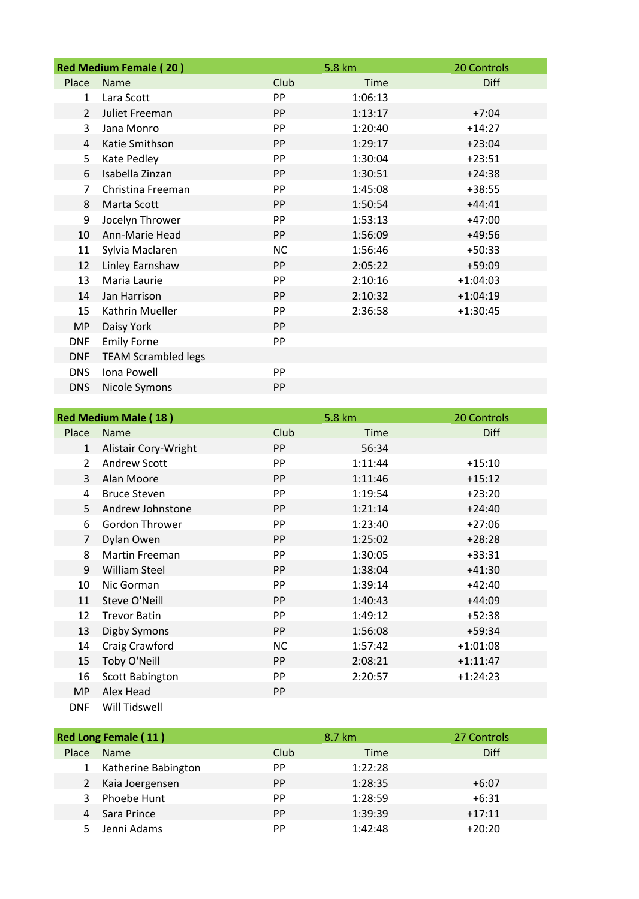| Red Medium Female ( 20 ) | | | 5.8 km | 20 Controls |
|---|---|---|---|---|
| Place | Name | Club | Time | Diff |
| 1 | Lara Scott | PP | 1:06:13 | |
| 2 | Juliet Freeman | PP | 1:13:17 | +7:04 |
| 3 | Jana Monro | PP | 1:20:40 | +14:27 |
| 4 | Katie Smithson | PP | 1:29:17 | +23:04 |
| 5 | Kate Pedley | PP | 1:30:04 | +23:51 |
| 6 | Isabella Zinzan | PP | 1:30:51 | +24:38 |
| 7 | Christina Freeman | PP | 1:45:08 | +38:55 |
| 8 | Marta Scott | PP | 1:50:54 | +44:41 |
| 9 | Jocelyn Thrower | PP | 1:53:13 | +47:00 |
| 10 | Ann-Marie Head | PP | 1:56:09 | +49:56 |
| 11 | Sylvia Maclaren | NC | 1:56:46 | +50:33 |
| 12 | Linley Earnshaw | PP | 2:05:22 | +59:09 |
| 13 | Maria Laurie | PP | 2:10:16 | +1:04:03 |
| 14 | Jan Harrison | PP | 2:10:32 | +1:04:19 |
| 15 | Kathrin Mueller | PP | 2:36:58 | +1:30:45 |
| MP | Daisy York | PP | | |
| DNF | Emily Forne | PP | | |
| DNF | TEAM Scrambled legs | | | |
| DNS | Iona Powell | PP | | |
| DNS | Nicole Symons | PP | | |

| Red Medium Male ( 18 ) | | | 5.8 km | 20 Controls |
|---|---|---|---|---|
| Place | Name | Club | Time | Diff |
| 1 | Alistair Cory-Wright | PP | 56:34 | |
| 2 | Andrew Scott | PP | 1:11:44 | +15:10 |
| 3 | Alan Moore | PP | 1:11:46 | +15:12 |
| 4 | Bruce Steven | PP | 1:19:54 | +23:20 |
| 5 | Andrew Johnstone | PP | 1:21:14 | +24:40 |
| 6 | Gordon Thrower | PP | 1:23:40 | +27:06 |
| 7 | Dylan Owen | PP | 1:25:02 | +28:28 |
| 8 | Martin Freeman | PP | 1:30:05 | +33:31 |
| 9 | William Steel | PP | 1:38:04 | +41:30 |
| 10 | Nic Gorman | PP | 1:39:14 | +42:40 |
| 11 | Steve O'Neill | PP | 1:40:43 | +44:09 |
| 12 | Trevor Batin | PP | 1:49:12 | +52:38 |
| 13 | Digby Symons | PP | 1:56:08 | +59:34 |
| 14 | Craig Crawford | NC | 1:57:42 | +1:01:08 |
| 15 | Toby O'Neill | PP | 2:08:21 | +1:11:47 |
| 16 | Scott Babington | PP | 2:20:57 | +1:24:23 |
| MP | Alex Head | PP | | |
| DNF | Will Tidswell | | | |

| Red Long Female ( 11 ) | | | 8.7 km | 27 Controls |
|---|---|---|---|---|
| Place | Name | Club | Time | Diff |
| 1 | Katherine Babington | PP | 1:22:28 | |
| 2 | Kaia Joergensen | PP | 1:28:35 | +6:07 |
| 3 | Phoebe Hunt | PP | 1:28:59 | +6:31 |
| 4 | Sara Prince | PP | 1:39:39 | +17:11 |
| 5 | Jenni Adams | PP | 1:42:48 | +20:20 |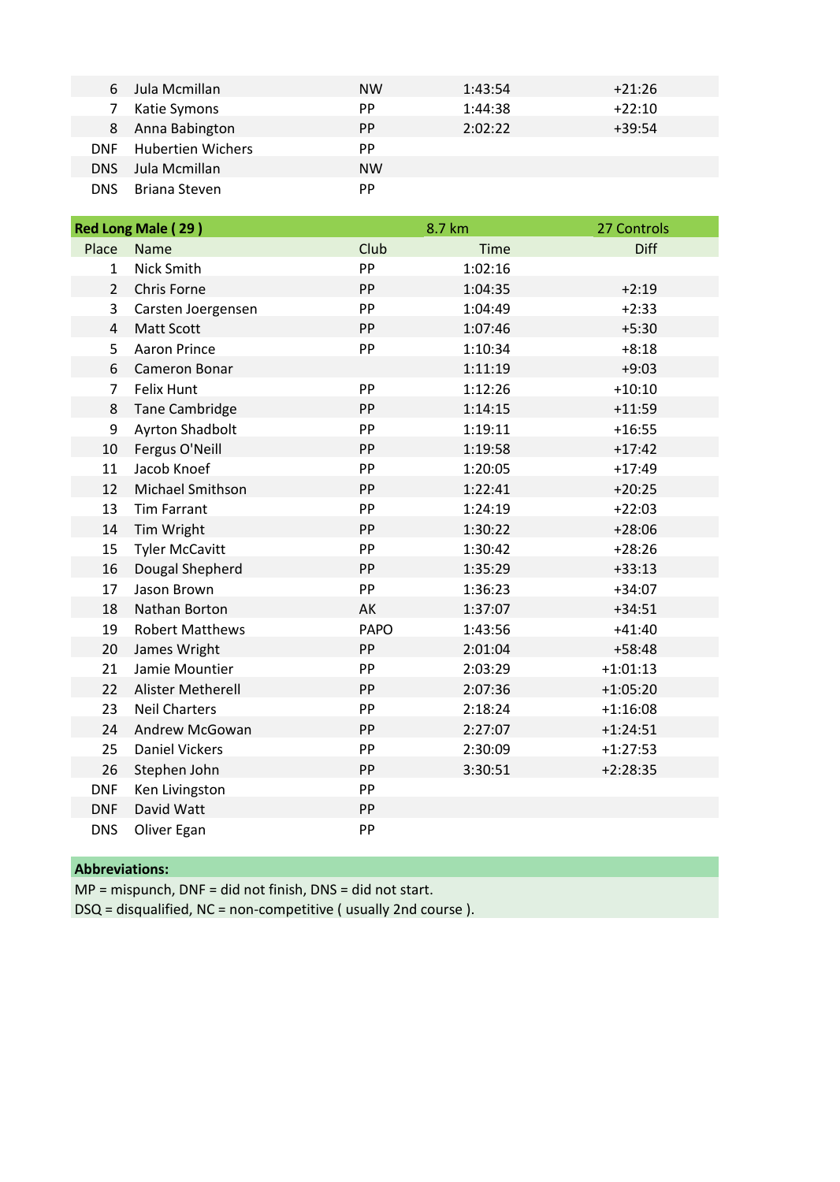| | | | | |
|---|---|---|---|---|
| 6 | Jula Mcmillan | NW | 1:43:54 | +21:26 |
| 7 | Katie Symons | PP | 1:44:38 | +22:10 |
| 8 | Anna Babington | PP | 2:02:22 | +39:54 |
| DNF | Hubertien Wichers | PP | | |
| DNS | Jula Mcmillan | NW | | |
| DNS | Briana Steven | PP | | |

| **Red Long Male ( 29 )** | | | 8.7 km | 27 Controls |
|---|---|---|---|---|
| Place | Name | Club | Time | Diff |
| 1 | Nick Smith | PP | 1:02:16 | |
| 2 | Chris Forne | PP | 1:04:35 | +2:19 |
| 3 | Carsten Joergensen | PP | 1:04:49 | +2:33 |
| 4 | Matt Scott | PP | 1:07:46 | +5:30 |
| 5 | Aaron Prince | PP | 1:10:34 | +8:18 |
| 6 | Cameron Bonar | | 1:11:19 | +9:03 |
| 7 | Felix Hunt | PP | 1:12:26 | +10:10 |
| 8 | Tane Cambridge | PP | 1:14:15 | +11:59 |
| 9 | Ayrton Shadbolt | PP | 1:19:11 | +16:55 |
| 10 | Fergus O'Neill | PP | 1:19:58 | +17:42 |
| 11 | Jacob Knoef | PP | 1:20:05 | +17:49 |
| 12 | Michael Smithson | PP | 1:22:41 | +20:25 |
| 13 | Tim Farrant | PP | 1:24:19 | +22:03 |
| 14 | Tim Wright | PP | 1:30:22 | +28:06 |
| 15 | Tyler McCavitt | PP | 1:30:42 | +28:26 |
| 16 | Dougal Shepherd | PP | 1:35:29 | +33:13 |
| 17 | Jason Brown | PP | 1:36:23 | +34:07 |
| 18 | Nathan Borton | AK | 1:37:07 | +34:51 |
| 19 | Robert Matthews | PAPO | 1:43:56 | +41:40 |
| 20 | James Wright | PP | 2:01:04 | +58:48 |
| 21 | Jamie Mountier | PP | 2:03:29 | +1:01:13 |
| 22 | Alister Metherell | PP | 2:07:36 | +1:05:20 |
| 23 | Neil Charters | PP | 2:18:24 | +1:16:08 |
| 24 | Andrew McGowan | PP | 2:27:07 | +1:24:51 |
| 25 | Daniel Vickers | PP | 2:30:09 | +1:27:53 |
| 26 | Stephen John | PP | 3:30:51 | +2:28:35 |
| DNF | Ken Livingston | PP | | |
| DNF | David Watt | PP | | |
| DNS | Oliver Egan | PP | | |

**Abbreviations:**

MP = mispunch, DNF = did not finish, DNS = did not start.
DSQ = disqualified, NC = non-competitive ( usually 2nd course ).